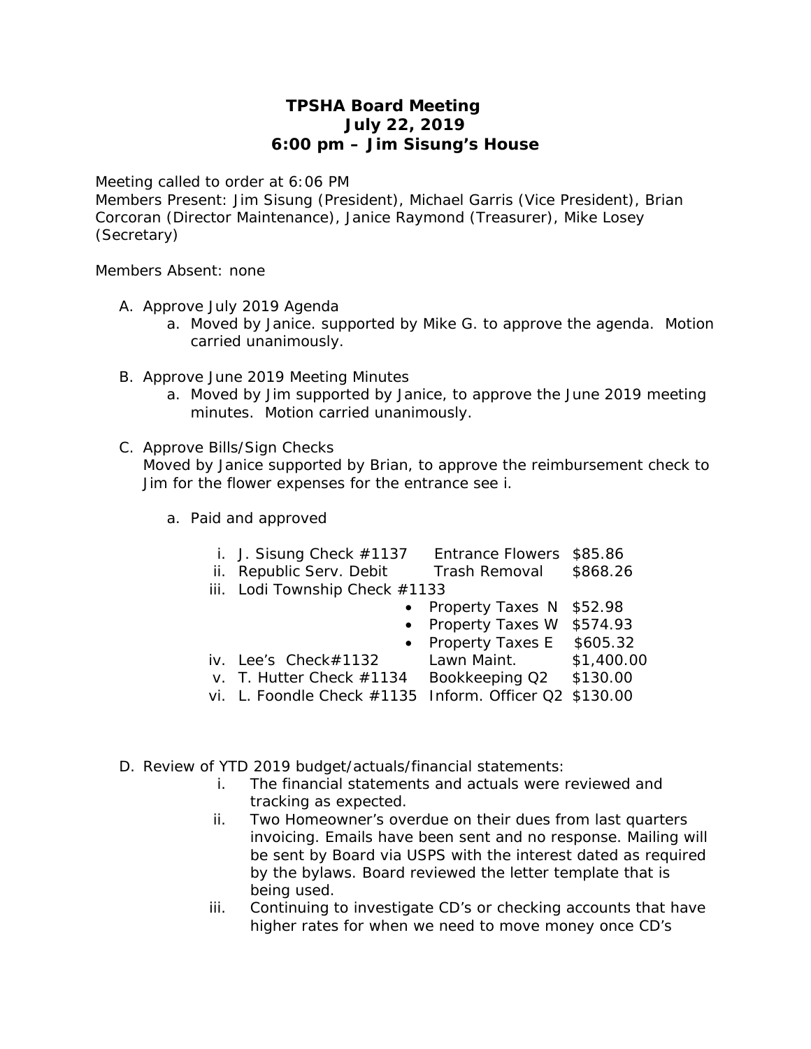# TPSHA Board Meeting
## July 22, 2019
## 6:00 pm – Jim Sisung's House

Meeting called to order at 6:06 PM
Members Present: Jim Sisung (President), Michael Garris (Vice President), Brian Corcoran (Director Maintenance), Janice Raymond (Treasurer), Mike Losey (Secretary)

Members Absent: none

A. Approve July 2019 Agenda
   a. Moved by Janice. supported by Mike G. to approve the agenda. Motion carried unanimously.

B. Approve June 2019 Meeting Minutes
   a. Moved by Jim supported by Janice, to approve the June 2019 meeting minutes. Motion carried unanimously.

C. Approve Bills/Sign Checks
   Moved by Janice supported by Brian, to approve the reimbursement check to Jim for the flower expenses for the entrance see i.

   a. Paid and approved

      i. J. Sisung Check #1137 — Entrance Flowers — $85.86
      ii. Republic Serv. Debit — Trash Removal — $868.26
      iii. Lodi Township Check #1133
         - Property Taxes N — $52.98
         - Property Taxes W — $574.93
         - Property Taxes E — $605.32
      iv. Lee's Check#1132 — Lawn Maint. — $1,400.00
      v. T. Hutter Check #1134 — Bookkeeping Q2 — $130.00
      vi. L. Foondle Check #1135 — Inform. Officer Q2 — $130.00

D. Review of YTD 2019 budget/actuals/financial statements:
   i. The financial statements and actuals were reviewed and tracking as expected.
   ii. Two Homeowner's overdue on their dues from last quarters invoicing. Emails have been sent and no response. Mailing will be sent by Board via USPS with the interest dated as required by the bylaws. Board reviewed the letter template that is being used.
   iii. Continuing to investigate CD's or checking accounts that have higher rates for when we need to move money once CD's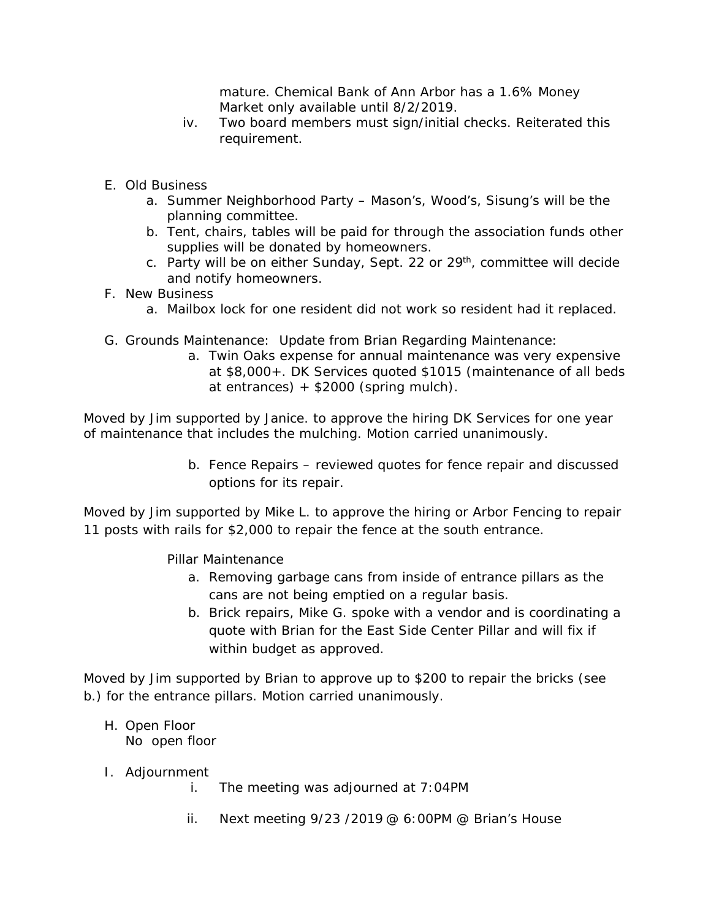mature. Chemical Bank of Ann Arbor has a 1.6% Money Market only available until 8/2/2019.

iv. Two board members must sign/initial checks. Reiterated this requirement.

E. Old Business
   a. Summer Neighborhood Party – Mason's, Wood's, Sisung's will be the planning committee.
   b. Tent, chairs, tables will be paid for through the association funds other supplies will be donated by homeowners.
   c. Party will be on either Sunday, Sept. 22 or 29th, committee will decide and notify homeowners.

F. New Business
   a. Mailbox lock for one resident did not work so resident had it replaced.

G. Grounds Maintenance: Update from Brian Regarding Maintenance:
   a. Twin Oaks expense for annual maintenance was very expensive at $8,000+. DK Services quoted $1015 (maintenance of all beds at entrances) + $2000 (spring mulch).

Moved by Jim supported by Janice. to approve the hiring DK Services for one year of maintenance that includes the mulching. Motion carried unanimously.

   b. Fence Repairs – reviewed quotes for fence repair and discussed options for its repair.

Moved by Jim supported by Mike L. to approve the hiring or Arbor Fencing to repair 11 posts with rails for $2,000 to repair the fence at the south entrance.

Pillar Maintenance
   a. Removing garbage cans from inside of entrance pillars as the cans are not being emptied on a regular basis.
   b. Brick repairs, Mike G. spoke with a vendor and is coordinating a quote with Brian for the East Side Center Pillar and will fix if within budget as approved.

Moved by Jim supported by Brian to approve up to $200 to repair the bricks (see b.) for the entrance pillars. Motion carried unanimously.

H. Open Floor
   No open floor

I. Adjournment
   i. The meeting was adjourned at 7:04PM
   ii. Next meeting 9/23 /2019 @ 6:00PM @ Brian's House